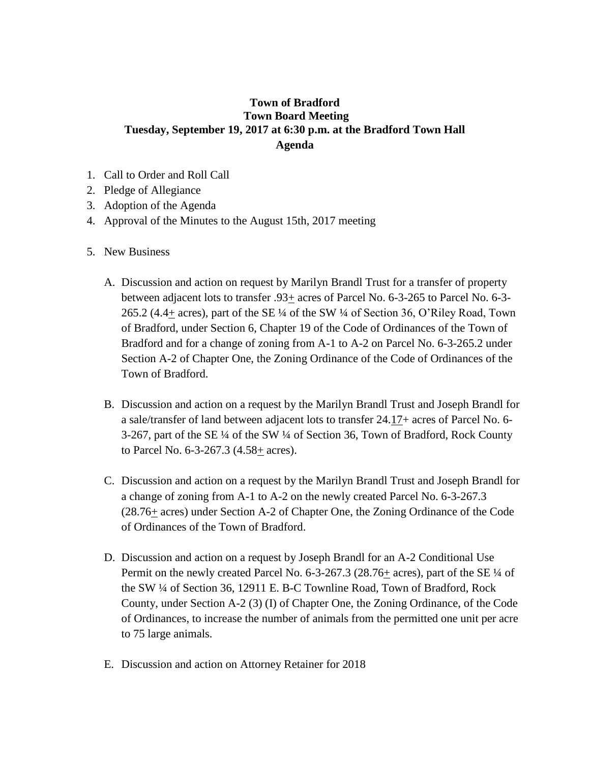**Town of Bradford**
**Town Board Meeting**
**Tuesday, September 19, 2017 at 6:30 p.m. at the Bradford Town Hall**
**Agenda**

1. Call to Order and Roll Call
2. Pledge of Allegiance
3. Adoption of the Agenda
4. Approval of the Minutes to the August 15th, 2017 meeting
5. New Business

   A. Discussion and action on request by Marilyn Brandl Trust for a transfer of property between adjacent lots to transfer .93± acres of Parcel No. 6-3-265 to Parcel No. 6-3-265.2 (4.4± acres), part of the SE ¼ of the SW ¼ of Section 36, O'Riley Road, Town of Bradford, under Section 6, Chapter 19 of the Code of Ordinances of the Town of Bradford and for a change of zoning from A-1 to A-2 on Parcel No. 6-3-265.2 under Section A-2 of Chapter One, the Zoning Ordinance of the Code of Ordinances of the Town of Bradford.

   B. Discussion and action on a request by the Marilyn Brandl Trust and Joseph Brandl for a sale/transfer of land between adjacent lots to transfer 24.17+ acres of Parcel No. 6-3-267, part of the SE ¼ of the SW ¼ of Section 36, Town of Bradford, Rock County to Parcel No. 6-3-267.3 (4.58± acres).

   C. Discussion and action on a request by the Marilyn Brandl Trust and Joseph Brandl for a change of zoning from A-1 to A-2 on the newly created Parcel No. 6-3-267.3 (28.76± acres) under Section A-2 of Chapter One, the Zoning Ordinance of the Code of Ordinances of the Town of Bradford.

   D. Discussion and action on a request by Joseph Brandl for an A-2 Conditional Use Permit on the newly created Parcel No. 6-3-267.3 (28.76± acres), part of the SE ¼ of the SW ¼ of Section 36, 12911 E. B-C Townline Road, Town of Bradford, Rock County, under Section A-2 (3) (I) of Chapter One, the Zoning Ordinance, of the Code of Ordinances, to increase the number of animals from the permitted one unit per acre to 75 large animals.

   E. Discussion and action on Attorney Retainer for 2018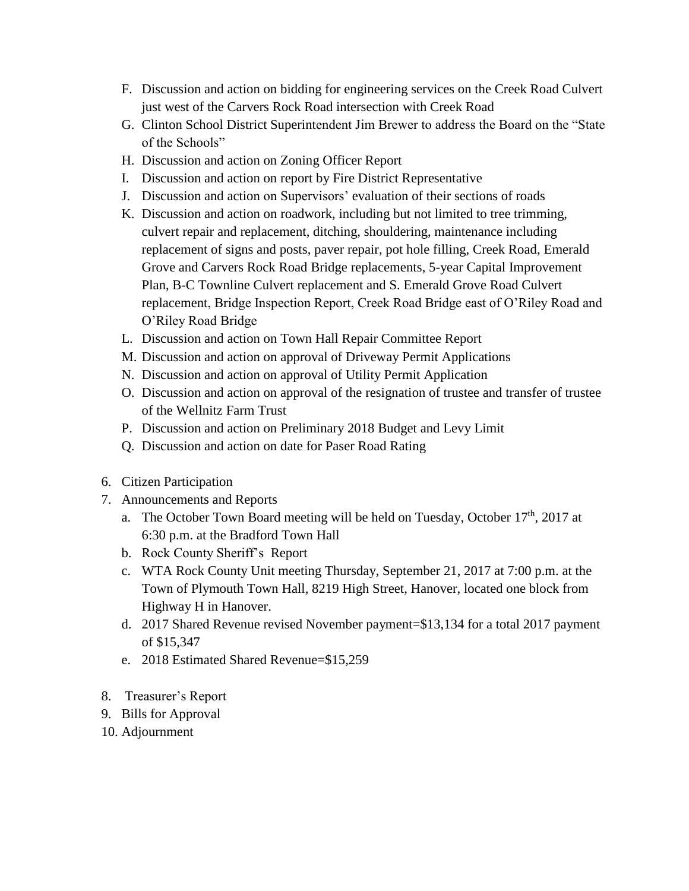F. Discussion and action on bidding for engineering services on the Creek Road Culvert just west of the Carvers Rock Road intersection with Creek Road
G. Clinton School District Superintendent Jim Brewer to address the Board on the "State of the Schools"
H. Discussion and action on Zoning Officer Report
I. Discussion and action on report by Fire District Representative
J. Discussion and action on Supervisors' evaluation of their sections of roads
K. Discussion and action on roadwork, including but not limited to tree trimming, culvert repair and replacement, ditching, shouldering, maintenance including replacement of signs and posts, paver repair, pot hole filling, Creek Road, Emerald Grove and Carvers Rock Road Bridge replacements, 5-year Capital Improvement Plan, B-C Townline Culvert replacement and S. Emerald Grove Road Culvert replacement, Bridge Inspection Report, Creek Road Bridge east of O'Riley Road and O'Riley Road Bridge
L. Discussion and action on Town Hall Repair Committee Report
M. Discussion and action on approval of Driveway Permit Applications
N. Discussion and action on approval of Utility Permit Application
O. Discussion and action on approval of the resignation of trustee and transfer of trustee of the Wellnitz Farm Trust
P. Discussion and action on Preliminary 2018 Budget and Levy Limit
Q. Discussion and action on date for Paser Road Rating

6. Citizen Participation
7. Announcements and Reports
   a. The October Town Board meeting will be held on Tuesday, October 17th, 2017 at 6:30 p.m. at the Bradford Town Hall
   b. Rock County Sheriff's Report
   c. WTA Rock County Unit meeting Thursday, September 21, 2017 at 7:00 p.m. at the Town of Plymouth Town Hall, 8219 High Street, Hanover, located one block from Highway H in Hanover.
   d. 2017 Shared Revenue revised November payment=$13,134 for a total 2017 payment of $15,347
   e. 2018 Estimated Shared Revenue=$15,259
8. Treasurer's Report
9. Bills for Approval
10. Adjournment